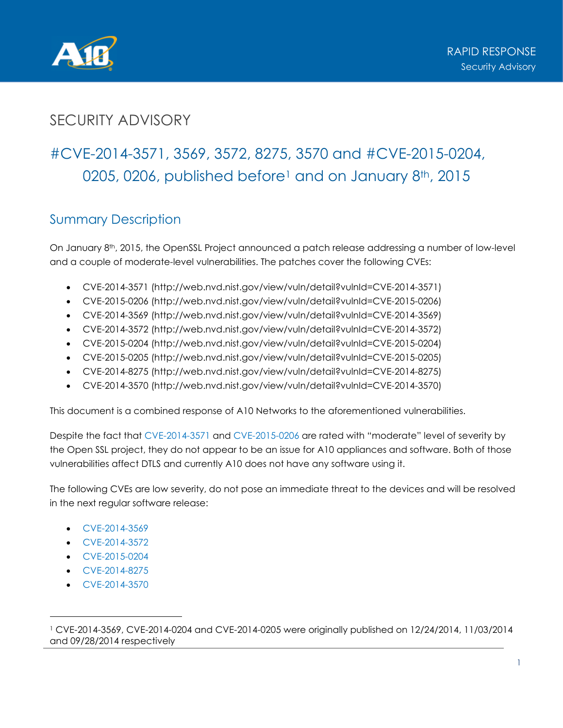# SECURITY ADVISORY

## #CVE-2014-3571, 3569, 3572, 8275, 3570 and #CVE-2015-0204, 0205, 0206, published before[1] and on January 8th, 2015

## Summary Description

On January 8th, 2015, the OpenSSL Project announced a patch release addressing a number of low-level and a couple of moderate-level vulnerabilities. The patches cover the following CVEs:

- CVE-2014-3571 (http://web.nvd.nist.gov/view/vuln/detail?vulnId=CVE-2014-3571)
- CVE-2015-0206 (http://web.nvd.nist.gov/view/vuln/detail?vulnId=CVE-2015-0206)
- CVE-2014-3569 (http://web.nvd.nist.gov/view/vuln/detail?vulnId=CVE-2014-3569)
- CVE-2014-3572 (http://web.nvd.nist.gov/view/vuln/detail?vulnId=CVE-2014-3572)
- CVE-2015-0204 (http://web.nvd.nist.gov/view/vuln/detail?vulnId=CVE-2015-0204)
- CVE-2015-0205 (http://web.nvd.nist.gov/view/vuln/detail?vulnId=CVE-2015-0205)
- CVE-2014-8275 (http://web.nvd.nist.gov/view/vuln/detail?vulnId=CVE-2014-8275)
- CVE-2014-3570 (http://web.nvd.nist.gov/view/vuln/detail?vulnId=CVE-2014-3570)

This document is a combined response of A10 Networks to the aforementioned vulnerabilities.

Despite the fact that CVE-2014-3571 and CVE-2015-0206 are rated with "moderate" level of severity by the Open SSL project, they do not appear to be an issue for A10 appliances and software. Both of those vulnerabilities affect DTLS and currently A10 does not have any software using it.

The following CVEs are low severity, do not pose an immediate threat to the devices and will be resolved in the next regular software release:

- CVE-2014-3569
- CVE-2014-3572
- CVE-2015-0204
- CVE-2014-8275
- CVE-2014-3570

---

[1] CVE-2014-3569, CVE-2014-0204 and CVE-2014-0205 were originally published on 12/24/2014, 11/03/2014 and 09/28/2014 respectively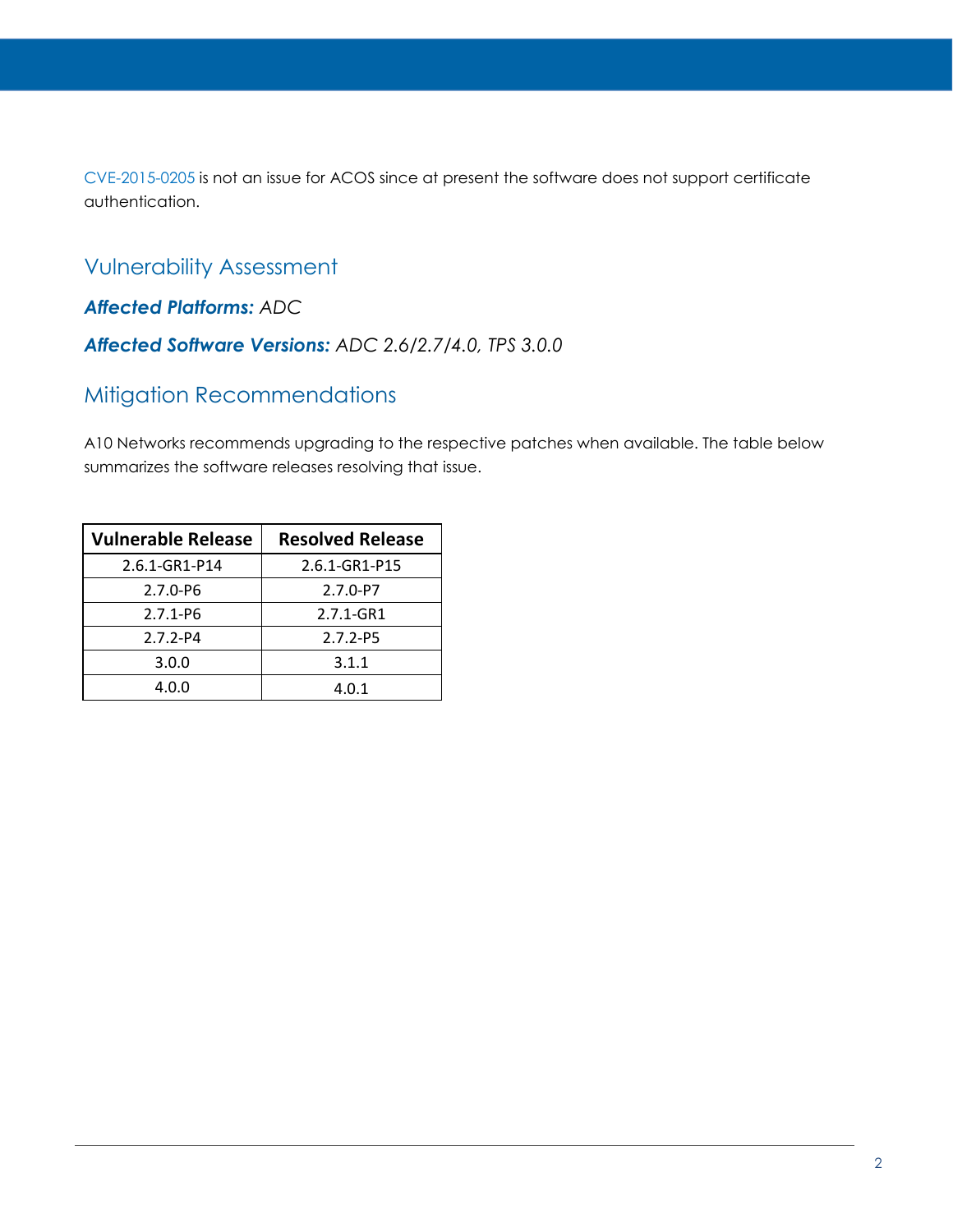CVE-2015-0205 is not an issue for ACOS since at present the software does not support certificate authentication.

## Vulnerability Assessment

***Affected Platforms:*** *ADC*

***Affected Software Versions:*** *ADC 2.6/2.7/4.0, TPS 3.0.0*

## Mitigation Recommendations

A10 Networks recommends upgrading to the respective patches when available. The table below summarizes the software releases resolving that issue.

| Vulnerable Release | Resolved Release |
|---|---|
| 2.6.1-GR1-P14 | 2.6.1-GR1-P15 |
| 2.7.0-P6 | 2.7.0-P7 |
| 2.7.1-P6 | 2.7.1-GR1 |
| 2.7.2-P4 | 2.7.2-P5 |
| 3.0.0 | 3.1.1 |
| 4.0.0 | 4.0.1 |